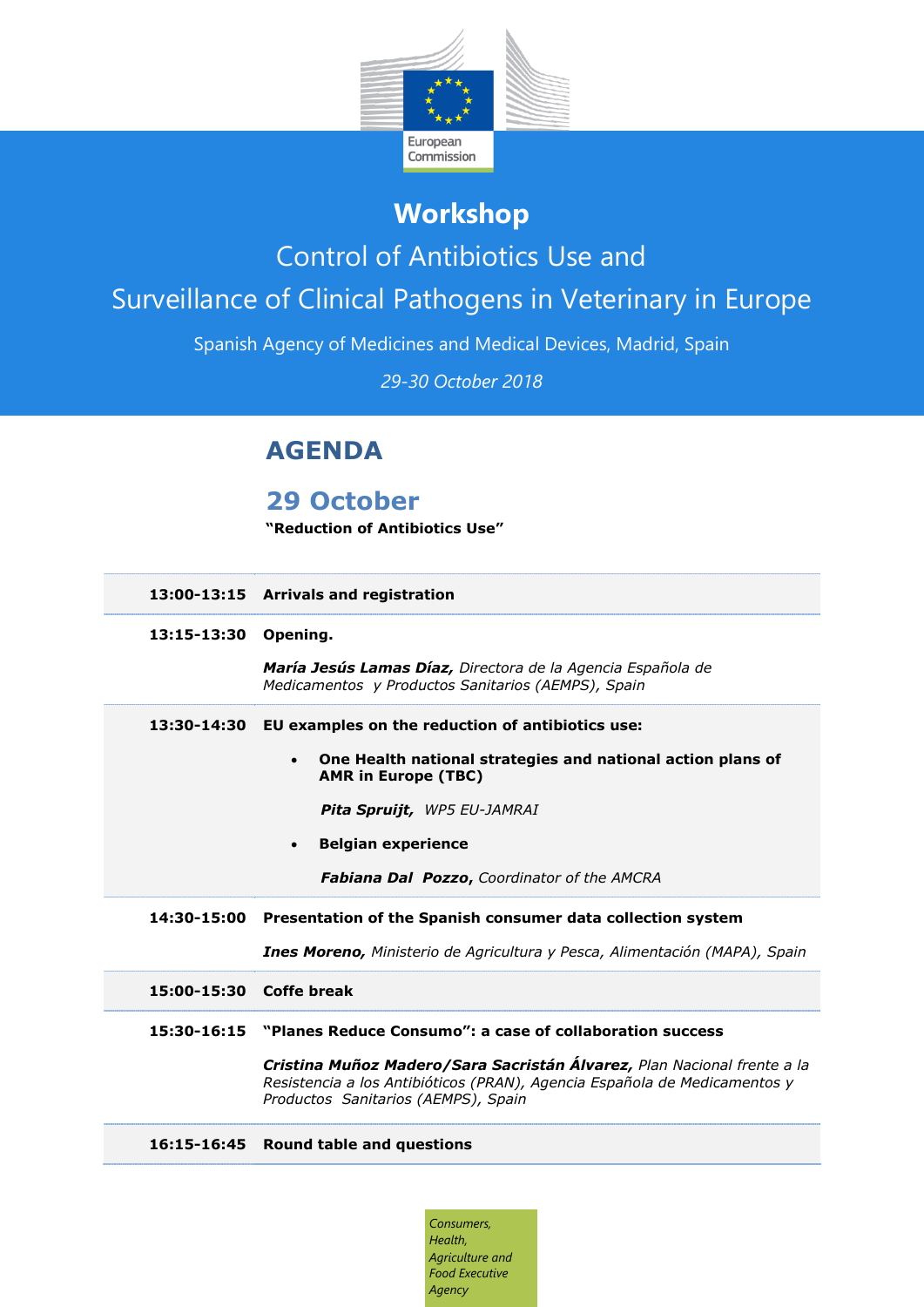European Commission

# Workshop

## Control of Antibiotics Use and Surveillance of Clinical Pathogens in Veterinary in Europe

Spanish Agency of Medicines and Medical Devices, Madrid, Spain

*29-30 October 2018*

## AGENDA

### 29 October

**"Reduction of Antibiotics Use"**

| | |
|---|---|
| **13:00-13:15** | **Arrivals and registration** |
| **13:15-13:30** | **Opening.**<br><br>***María Jesús Lamas Díaz,*** *Directora de la Agencia Española de Medicamentos y Productos Sanitarios (AEMPS), Spain* |
| **13:30-14:30** | **EU examples on the reduction of antibiotics use:**<br><br>• **One Health national strategies and national action plans of AMR in Europe (TBC)**<br><br>***Pita Spruijt,*** *WP5 EU-JAMRAI*<br><br>• **Belgian experience**<br><br>***Fabiana Dal Pozzo,*** *Coordinator of the AMCRA* |
| **14:30-15:00** | **Presentation of the Spanish consumer data collection system**<br><br>***Ines Moreno,*** *Ministerio de Agricultura y Pesca, Alimentación (MAPA), Spain* |
| **15:00-15:30** | **Coffe break** |
| **15:30-16:15** | **"Planes Reduce Consumo": a case of collaboration success**<br><br>***Cristina Muñoz Madero/Sara Sacristán Álvarez,*** *Plan Nacional frente a la Resistencia a los Antibióticos (PRAN), Agencia Española de Medicamentos y Productos Sanitarios (AEMPS), Spain* |
| **16:15-16:45** | **Round table and questions** |

*Consumers, Health, Agriculture and Food Executive Agency*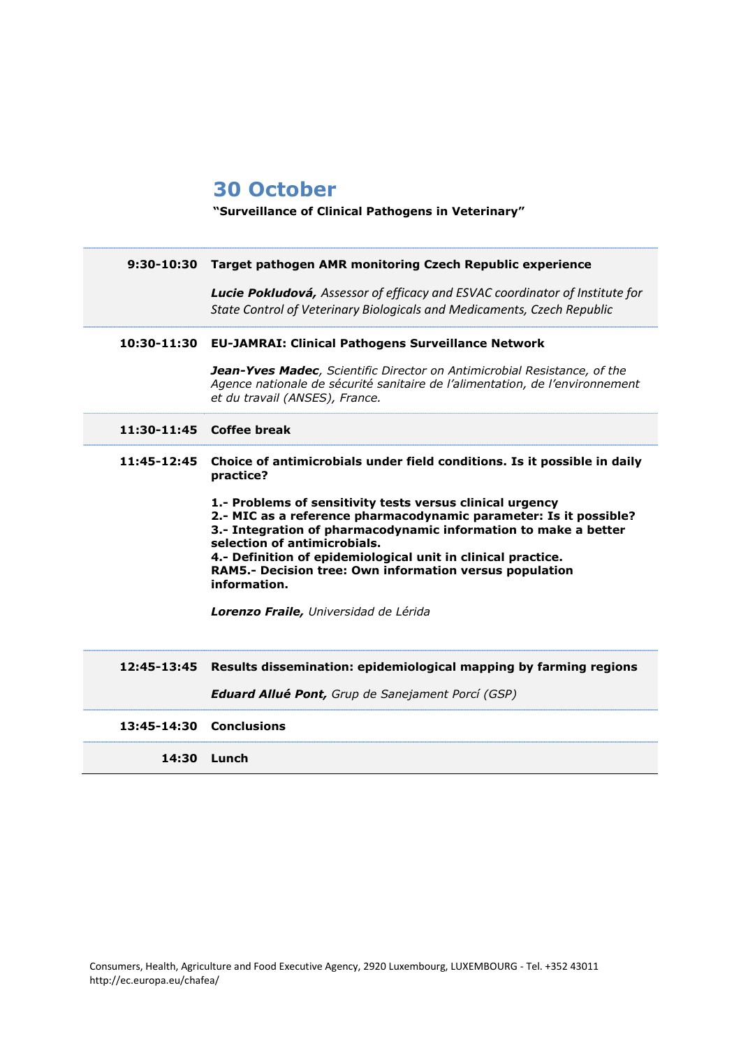# 30 October

**"Surveillance of Clinical Pathogens in Veterinary"**

| | |
|---|---|
| **9:30-10:30** | **Target pathogen AMR monitoring Czech Republic experience**<br><br>***Lucie Pokludová,*** *Assessor of efficacy and ESVAC coordinator of Institute for State Control of Veterinary Biologicals and Medicaments, Czech Republic* |
| **10:30-11:30** | **EU-JAMRAI: Clinical Pathogens Surveillance Network**<br><br>***Jean-Yves Madec****, Scientific Director on Antimicrobial Resistance, of the Agence nationale de sécurité sanitaire de l'alimentation, de l'environnement et du travail (ANSES), France.* |
| **11:30-11:45** | **Coffee break** |
| **11:45-12:45** | **Choice of antimicrobials under field conditions. Is it possible in daily practice?**<br><br>**1.- Problems of sensitivity tests versus clinical urgency**<br>**2.- MIC as a reference pharmacodynamic parameter: Is it possible?**<br>**3.- Integration of pharmacodynamic information to make a better selection of antimicrobials.**<br>**4.- Definition of epidemiological unit in clinical practice.**<br>**RAM5.- Decision tree: Own information versus population information.**<br><br>***Lorenzo Fraile,*** *Universidad de Lérida* |
| **12:45-13:45** | **Results dissemination: epidemiological mapping by farming regions**<br><br>***Eduard Allué Pont,*** *Grup de Sanejament Porcí (GSP)* |
| **13:45-14:30** | **Conclusions** |
| **14:30** | **Lunch** |

Consumers, Health, Agriculture and Food Executive Agency, 2920 Luxembourg, LUXEMBOURG - Tel. +352 43011
http://ec.europa.eu/chafea/